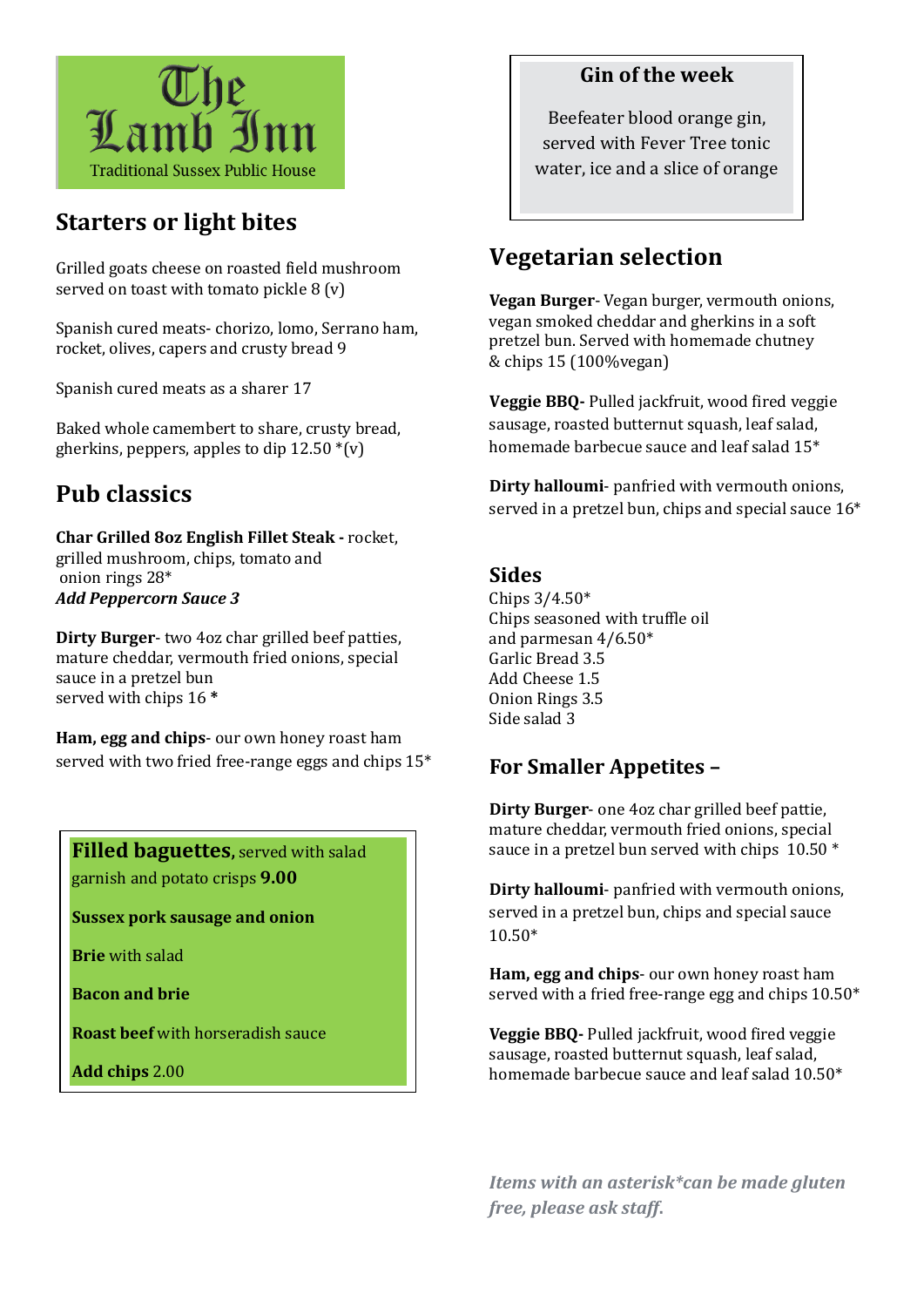# The Lamb Inn

Traditional Sussex Public House

## Starters or light bites

Grilled goats cheese on roasted field mushroom served on toast with tomato pickle 8 (v)

Spanish cured meats- chorizo, lomo, Serrano ham, rocket, olives, capers and crusty bread 9

Spanish cured meats as a sharer 17

Baked whole camembert to share, crusty bread, gherkins, peppers, apples to dip 12.50 *(v)

## Pub classics

**Char Grilled 8oz English Fillet Steak -** rocket, grilled mushroom, chips, tomato and onion rings 28*

***Add Peppercorn Sauce 3***

**Dirty Burger**- two 4oz char grilled beef patties, mature cheddar, vermouth fried onions, special sauce in a pretzel bun served with chips 16 *

**Ham, egg and chips**- our own honey roast ham served with two fried free-range eggs and chips 15*

**Filled baguettes,** served with salad garnish and potato crisps **9.00**

**Sussex pork sausage and onion**

**Brie** with salad

**Bacon and brie**

**Roast beef** with horseradish sauce

**Add chips** 2.00

## Gin of the week

Beefeater blood orange gin, served with Fever Tree tonic water, ice and a slice of orange

## Vegetarian selection

**Vegan Burger**- Vegan burger, vermouth onions, vegan smoked cheddar and gherkins in a soft pretzel bun. Served with homemade chutney & chips 15 (100%vegan)

**Veggie BBQ-** Pulled jackfruit, wood fired veggie sausage, roasted butternut squash, leaf salad, homemade barbecue sauce and leaf salad 15*

**Dirty halloumi**- panfried with vermouth onions, served in a pretzel bun, chips and special sauce 16*

## Sides

Chips 3/4.50*
Chips seasoned with truffle oil and parmesan 4/6.50*
Garlic Bread 3.5
Add Cheese 1.5
Onion Rings 3.5
Side salad 3

## For Smaller Appetites –

**Dirty Burger**- one 4oz char grilled beef pattie, mature cheddar, vermouth fried onions, special sauce in a pretzel bun served with chips 10.50 *

**Dirty halloumi**- panfried with vermouth onions, served in a pretzel bun, chips and special sauce 10.50*

**Ham, egg and chips**- our own honey roast ham served with a fried free-range egg and chips 10.50*

**Veggie BBQ-** Pulled jackfruit, wood fired veggie sausage, roasted butternut squash, leaf salad, homemade barbecue sauce and leaf salad 10.50*

***Items with an asterisk*can be made gluten free, please ask staff.***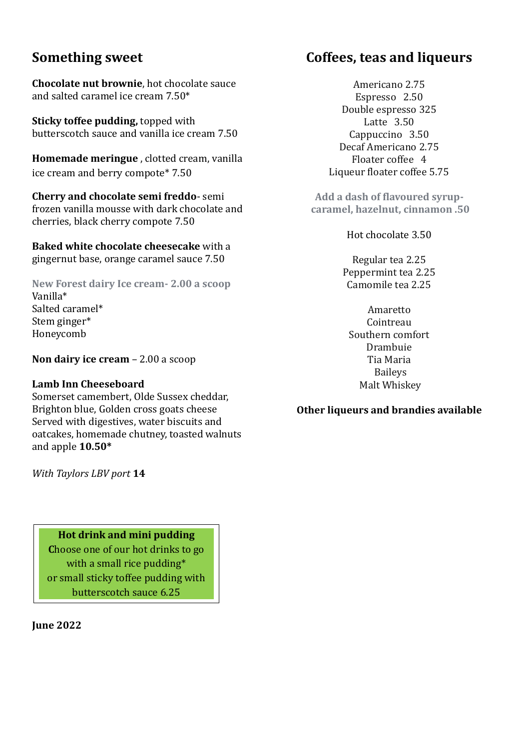## Something sweet

**Chocolate nut brownie**, hot chocolate sauce and salted caramel ice cream 7.50*

**Sticky toffee pudding,** topped with butterscotch sauce and vanilla ice cream 7.50

**Homemade meringue** , clotted cream, vanilla ice cream and berry compote* 7.50

**Cherry and chocolate semi freddo**- semi frozen vanilla mousse with dark chocolate and cherries, black cherry compote 7.50

**Baked white chocolate cheesecake** with a gingernut base, orange caramel sauce 7.50

**New Forest dairy Ice cream- 2.00 a scoop**
Vanilla*
Salted caramel*
Stem ginger*
Honeycomb

**Non dairy ice cream** – 2.00 a scoop

**Lamb Inn Cheeseboard**
Somerset camembert, Olde Sussex cheddar, Brighton blue, Golden cross goats cheese
Served with digestives, water biscuits and oatcakes, homemade chutney, toasted walnuts and apple **10.50***

*With Taylors LBV port* **14**

**Hot drink and mini pudding**
Choose one of our hot drinks to go with a small rice pudding*
or small sticky toffee pudding with butterscotch sauce 6.25

**June 2022**

## Coffees, teas and liqueurs

Americano 2.75
Espresso 2.50
Double espresso 325
Latte 3.50
Cappuccino 3.50
Decaf Americano 2.75
Floater coffee 4
Liqueur floater coffee 5.75

**Add a dash of flavoured syrup- caramel, hazelnut, cinnamon .50**

Hot chocolate 3.50

Regular tea 2.25
Peppermint tea 2.25
Camomile tea 2.25

Amaretto
Cointreau
Southern comfort
Drambuie
Tia Maria
Baileys
Malt Whiskey

**Other liqueurs and brandies available**